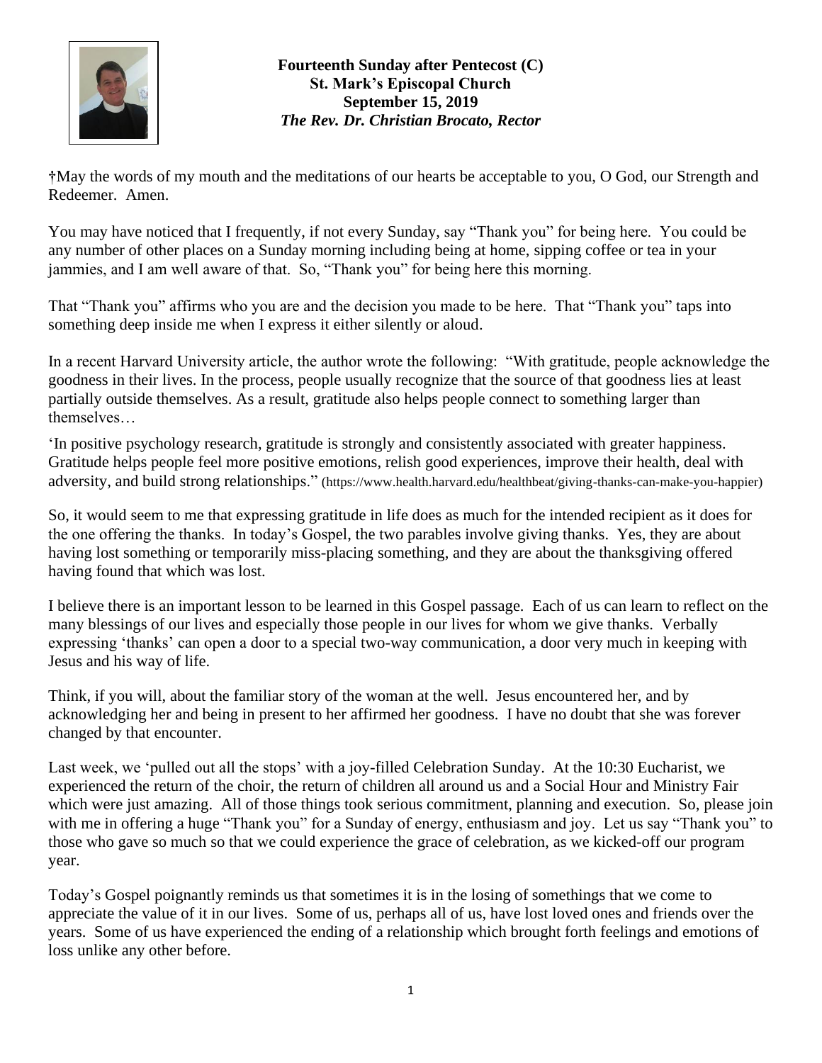**Fourteenth Sunday after Pentecost (C)**
**St. Mark's Episcopal Church**
**September 15, 2019**
***The Rev. Dr. Christian Brocato, Rector***

†May the words of my mouth and the meditations of our hearts be acceptable to you, O God, our Strength and Redeemer. Amen.

You may have noticed that I frequently, if not every Sunday, say "Thank you" for being here. You could be any number of other places on a Sunday morning including being at home, sipping coffee or tea in your jammies, and I am well aware of that. So, "Thank you" for being here this morning.

That "Thank you" affirms who you are and the decision you made to be here. That "Thank you" taps into something deep inside me when I express it either silently or aloud.

In a recent Harvard University article, the author wrote the following: "With gratitude, people acknowledge the goodness in their lives. In the process, people usually recognize that the source of that goodness lies at least partially outside themselves. As a result, gratitude also helps people connect to something larger than themselves…

'In positive psychology research, gratitude is strongly and consistently associated with greater happiness. Gratitude helps people feel more positive emotions, relish good experiences, improve their health, deal with adversity, and build strong relationships." (https://www.health.harvard.edu/healthbeat/giving-thanks-can-make-you-happier)

So, it would seem to me that expressing gratitude in life does as much for the intended recipient as it does for the one offering the thanks. In today's Gospel, the two parables involve giving thanks. Yes, they are about having lost something or temporarily miss-placing something, and they are about the thanksgiving offered having found that which was lost.

I believe there is an important lesson to be learned in this Gospel passage. Each of us can learn to reflect on the many blessings of our lives and especially those people in our lives for whom we give thanks. Verbally expressing 'thanks' can open a door to a special two-way communication, a door very much in keeping with Jesus and his way of life.

Think, if you will, about the familiar story of the woman at the well. Jesus encountered her, and by acknowledging her and being in present to her affirmed her goodness. I have no doubt that she was forever changed by that encounter.

Last week, we 'pulled out all the stops' with a joy-filled Celebration Sunday. At the 10:30 Eucharist, we experienced the return of the choir, the return of children all around us and a Social Hour and Ministry Fair which were just amazing. All of those things took serious commitment, planning and execution. So, please join with me in offering a huge "Thank you" for a Sunday of energy, enthusiasm and joy. Let us say "Thank you" to those who gave so much so that we could experience the grace of celebration, as we kicked-off our program year.

Today's Gospel poignantly reminds us that sometimes it is in the losing of somethings that we come to appreciate the value of it in our lives. Some of us, perhaps all of us, have lost loved ones and friends over the years. Some of us have experienced the ending of a relationship which brought forth feelings and emotions of loss unlike any other before.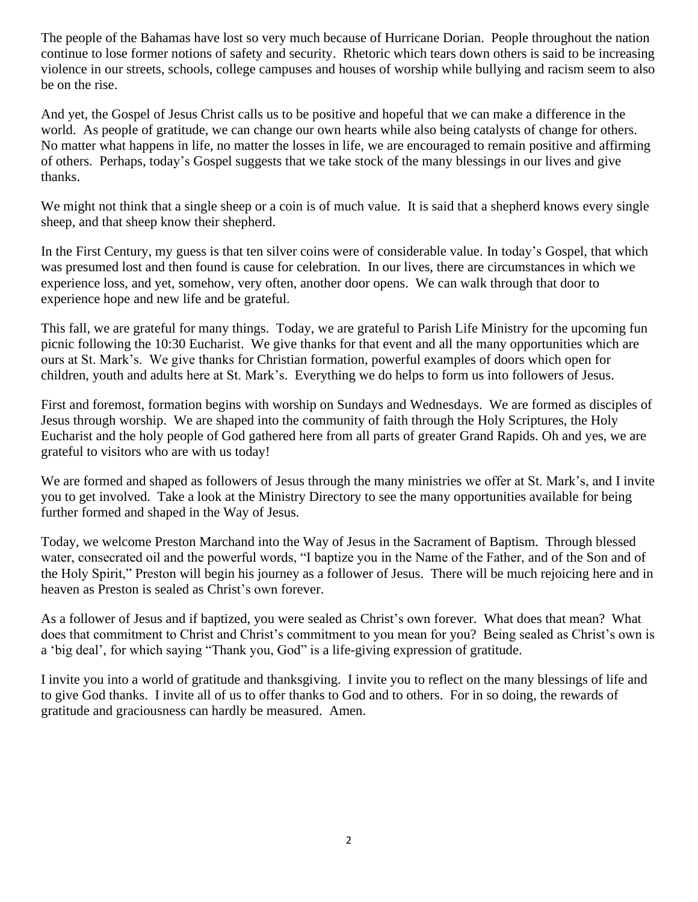The people of the Bahamas have lost so very much because of Hurricane Dorian. People throughout the nation continue to lose former notions of safety and security. Rhetoric which tears down others is said to be increasing violence in our streets, schools, college campuses and houses of worship while bullying and racism seem to also be on the rise.

And yet, the Gospel of Jesus Christ calls us to be positive and hopeful that we can make a difference in the world. As people of gratitude, we can change our own hearts while also being catalysts of change for others. No matter what happens in life, no matter the losses in life, we are encouraged to remain positive and affirming of others. Perhaps, today's Gospel suggests that we take stock of the many blessings in our lives and give thanks.

We might not think that a single sheep or a coin is of much value. It is said that a shepherd knows every single sheep, and that sheep know their shepherd.

In the First Century, my guess is that ten silver coins were of considerable value. In today's Gospel, that which was presumed lost and then found is cause for celebration. In our lives, there are circumstances in which we experience loss, and yet, somehow, very often, another door opens. We can walk through that door to experience hope and new life and be grateful.

This fall, we are grateful for many things. Today, we are grateful to Parish Life Ministry for the upcoming fun picnic following the 10:30 Eucharist. We give thanks for that event and all the many opportunities which are ours at St. Mark's. We give thanks for Christian formation, powerful examples of doors which open for children, youth and adults here at St. Mark's. Everything we do helps to form us into followers of Jesus.

First and foremost, formation begins with worship on Sundays and Wednesdays. We are formed as disciples of Jesus through worship. We are shaped into the community of faith through the Holy Scriptures, the Holy Eucharist and the holy people of God gathered here from all parts of greater Grand Rapids. Oh and yes, we are grateful to visitors who are with us today!

We are formed and shaped as followers of Jesus through the many ministries we offer at St. Mark's, and I invite you to get involved. Take a look at the Ministry Directory to see the many opportunities available for being further formed and shaped in the Way of Jesus.

Today, we welcome Preston Marchand into the Way of Jesus in the Sacrament of Baptism. Through blessed water, consecrated oil and the powerful words, "I baptize you in the Name of the Father, and of the Son and of the Holy Spirit," Preston will begin his journey as a follower of Jesus. There will be much rejoicing here and in heaven as Preston is sealed as Christ's own forever.

As a follower of Jesus and if baptized, you were sealed as Christ's own forever. What does that mean? What does that commitment to Christ and Christ's commitment to you mean for you? Being sealed as Christ's own is a 'big deal', for which saying "Thank you, God" is a life-giving expression of gratitude.

I invite you into a world of gratitude and thanksgiving. I invite you to reflect on the many blessings of life and to give God thanks. I invite all of us to offer thanks to God and to others. For in so doing, the rewards of gratitude and graciousness can hardly be measured. Amen.